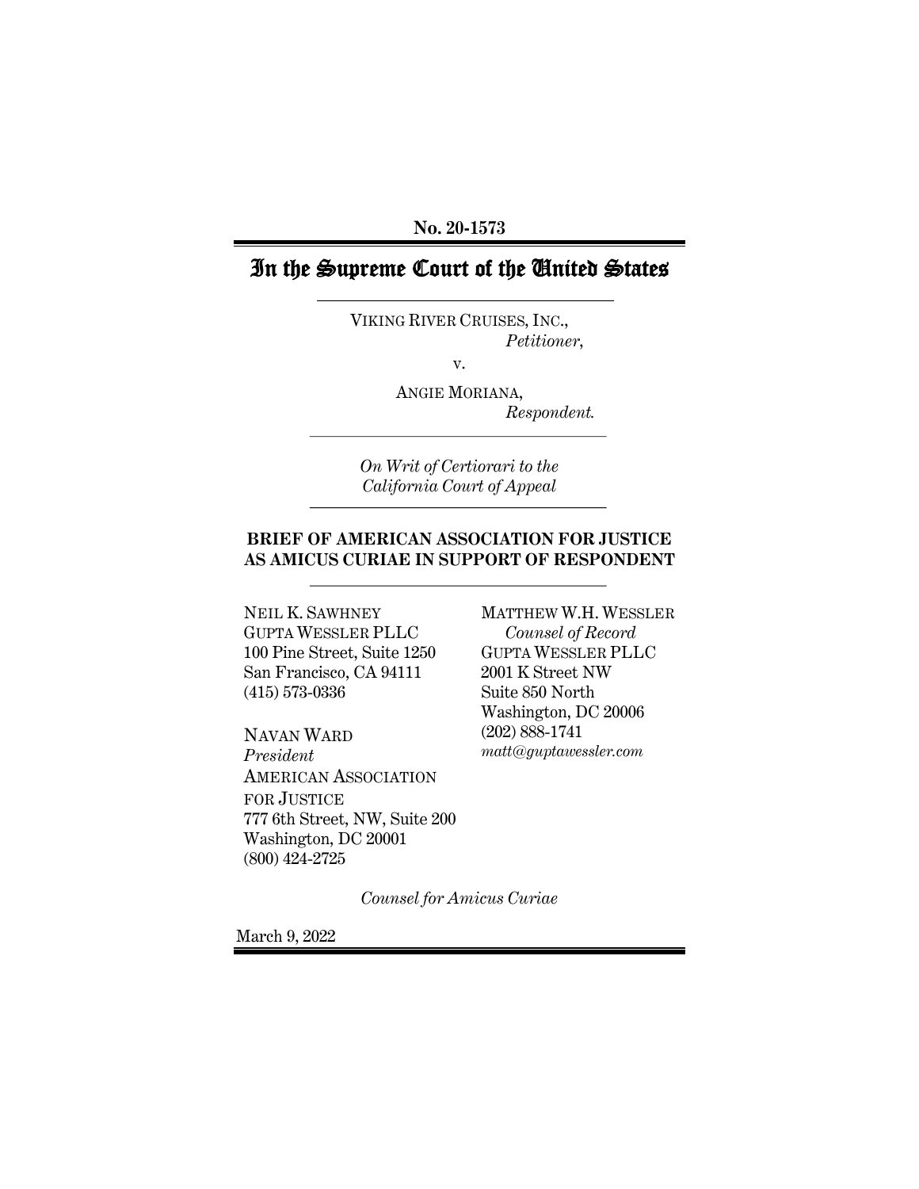**No. 20-1573**

# In the Supreme Court of the United States

VIKING RIVER CRUISES, INC.,
*Petitioner*,

v.

ANGIE MORIANA,
*Respondent.*

*On Writ of Certiorari to the California Court of Appeal*

**BRIEF OF AMERICAN ASSOCIATION FOR JUSTICE AS AMICUS CURIAE IN SUPPORT OF RESPONDENT**

MATTHEW W.H. WESSLER
*Counsel of Record*
GUPTA WESSLER PLLC
2001 K Street NW
Suite 850 North
Washington, DC 20006
(202) 888-1741
*matt@guptawessler.com*

NEIL K. SAWHNEY
GUPTA WESSLER PLLC
100 Pine Street, Suite 1250
San Francisco, CA 94111
(415) 573-0336

NAVAN WARD
*President*
AMERICAN ASSOCIATION FOR JUSTICE
777 6th Street, NW, Suite 200
Washington, DC 20001
(800) 424-2725

*Counsel for Amicus Curiae*

March 9, 2022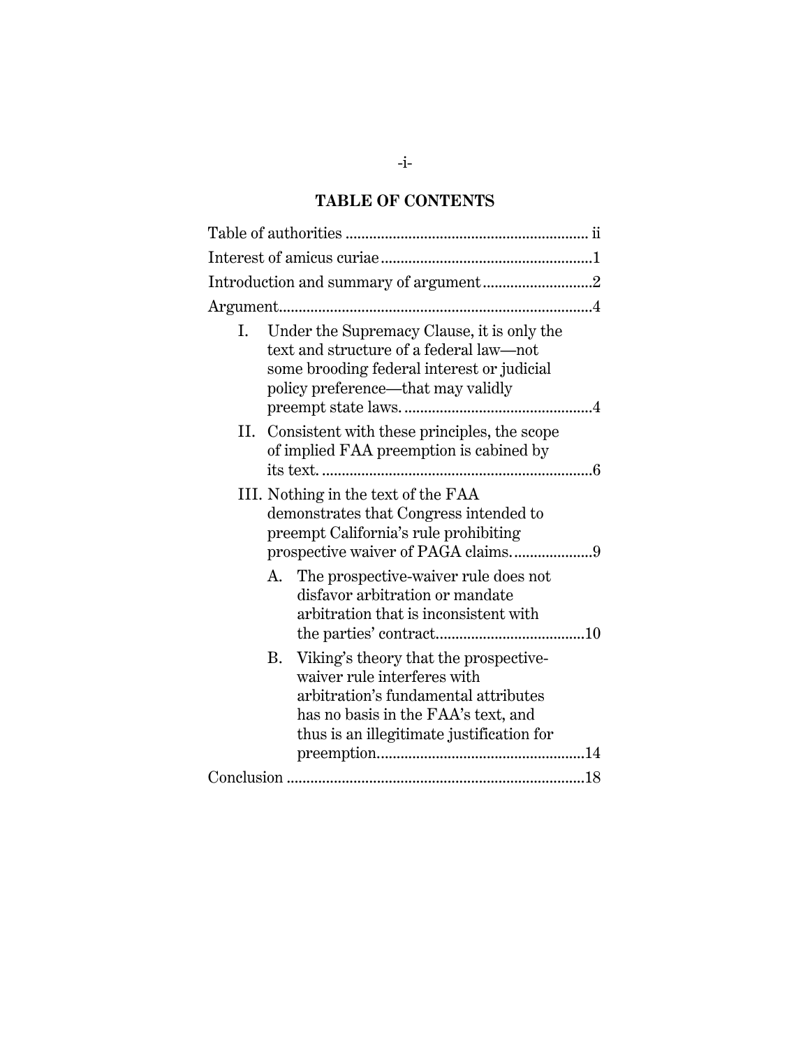## TABLE OF CONTENTS

Table of authorities ............................................................ ii

Interest of amicus curiae ......................................................1

Introduction and summary of argument ............................2

Argument ...............................................................................4

- I. Under the Supremacy Clause, it is only the text and structure of a federal law—not some brooding federal interest or judicial policy preference—that may validly preempt state laws. ................................................4
- II. Consistent with these principles, the scope of implied FAA preemption is cabined by its text. ....................................................................6
- III. Nothing in the text of the FAA demonstrates that Congress intended to preempt California's rule prohibiting prospective waiver of PAGA claims. ...................9
  - A. The prospective-waiver rule does not disfavor arbitration or mandate arbitration that is inconsistent with the parties' contract......................................10
  - B. Viking's theory that the prospective-waiver rule interferes with arbitration's fundamental attributes has no basis in the FAA's text, and thus is an illegitimate justification for preemption....................................................14

Conclusion ..........................................................................18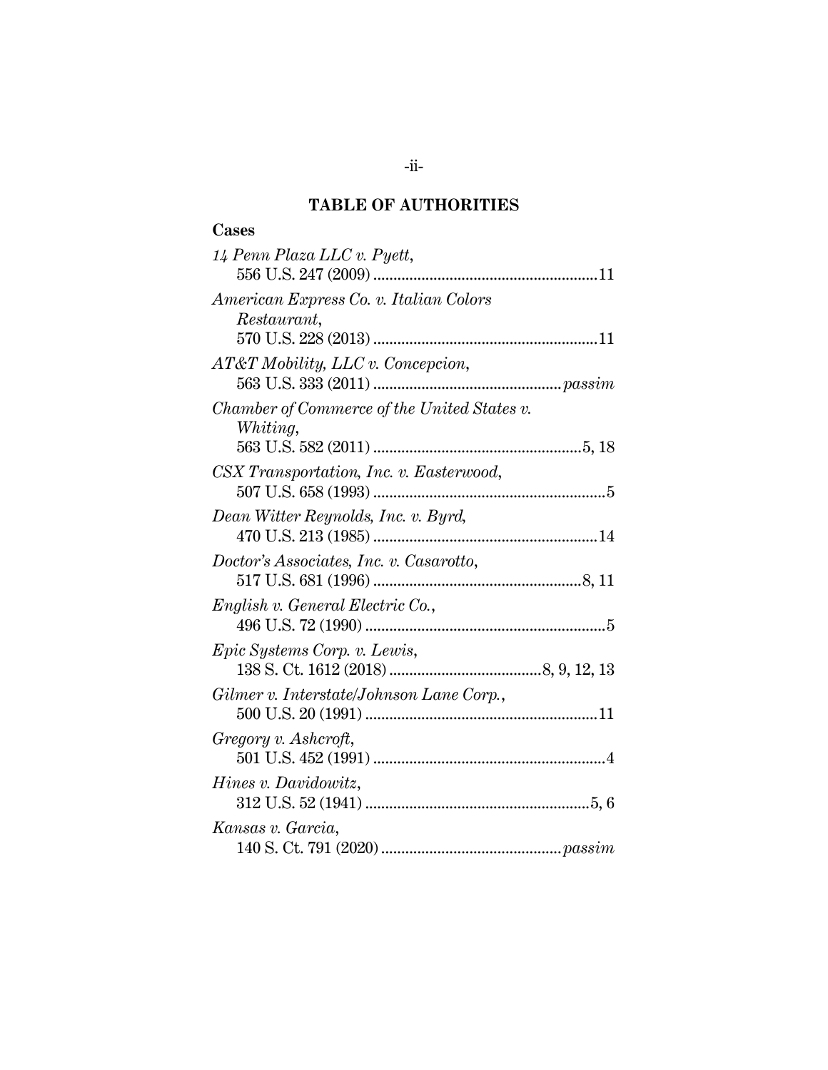# TABLE OF AUTHORITIES

**Cases**

*14 Penn Plaza LLC v. Pyett*,
556 U.S. 247 (2009) ........................................................11

*American Express Co. v. Italian Colors Restaurant*,
570 U.S. 228 (2013) ........................................................11

*AT&T Mobility, LLC v. Concepcion*,
563 U.S. 333 (2011) ............................................... *passim*

*Chamber of Commerce of the United States v. Whiting*,
563 U.S. 582 (2011) ...................................................5, 18

*CSX Transportation, Inc. v. Easterwood*,
507 U.S. 658 (1993) ..........................................................5

*Dean Witter Reynolds, Inc. v. Byrd*,
470 U.S. 213 (1985) ........................................................14

*Doctor's Associates, Inc. v. Casarotto*,
517 U.S. 681 (1996) ...................................................8, 11

*English v. General Electric Co.*,
496 U.S. 72 (1990) ............................................................5

*Epic Systems Corp. v. Lewis*,
138 S. Ct. 1612 (2018) ......................................8, 9, 12, 13

*Gilmer v. Interstate/Johnson Lane Corp.*,
500 U.S. 20 (1991) ..........................................................11

*Gregory v. Ashcroft*,
501 U.S. 452 (1991) ..........................................................4

*Hines v. Davidowitz*,
312 U.S. 52 (1941) ........................................................5, 6

*Kansas v. Garcia*,
140 S. Ct. 791 (2020) ............................................ *passim*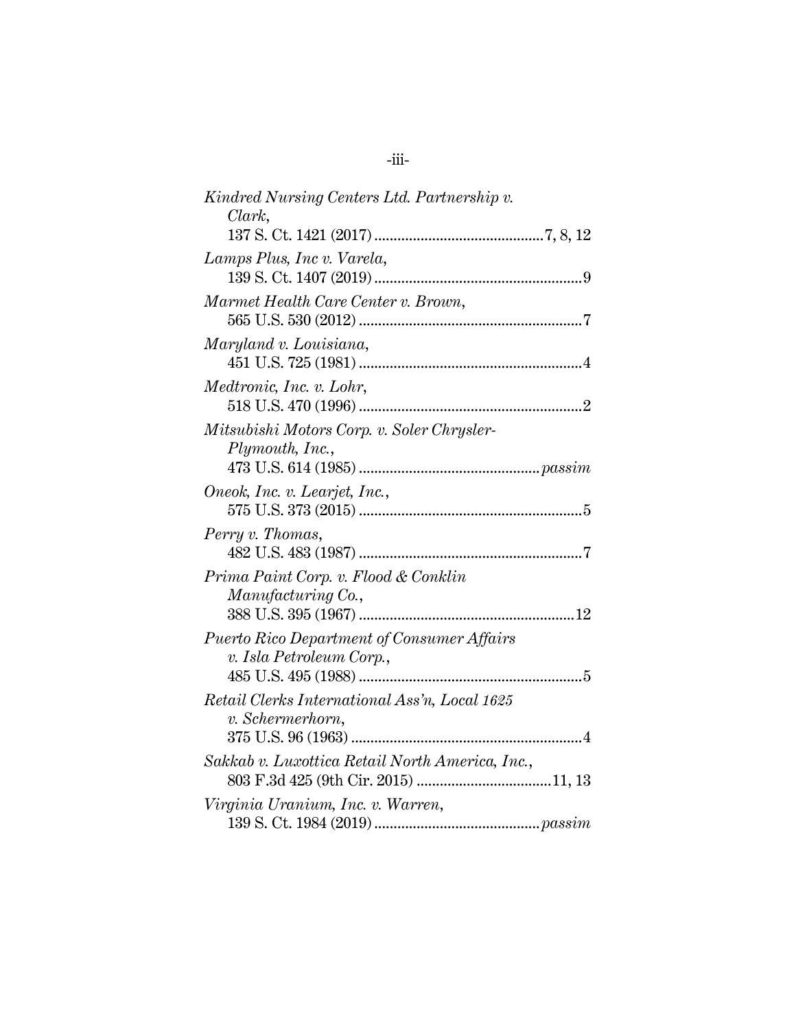*Kindred Nursing Centers Ltd. Partnership v. Clark*,
137 S. Ct. 1421 (2017) ............................................ 7, 8, 12

*Lamps Plus, Inc v. Varela*,
139 S. Ct. 1407 (2019) ...................................................... 9

*Marmet Health Care Center v. Brown*,
565 U.S. 530 (2012) .......................................................... 7

*Maryland v. Louisiana*,
451 U.S. 725 (1981) .......................................................... 4

*Medtronic, Inc. v. Lohr*,
518 U.S. 470 (1996) .......................................................... 2

*Mitsubishi Motors Corp. v. Soler Chrysler-Plymouth, Inc.*,
473 U.S. 614 (1985) ............................................... *passim*

*Oneok, Inc. v. Learjet, Inc.*,
575 U.S. 373 (2015) .......................................................... 5

*Perry v. Thomas*,
482 U.S. 483 (1987) .......................................................... 7

*Prima Paint Corp. v. Flood & Conklin Manufacturing Co.*,
388 U.S. 395 (1967) ........................................................ 12

*Puerto Rico Department of Consumer Affairs v. Isla Petroleum Corp.*,
485 U.S. 495 (1988) .......................................................... 5

*Retail Clerks International Ass'n, Local 1625 v. Schermerhorn*,
375 U.S. 96 (1963) ............................................................ 4

*Sakkab v. Luxottica Retail North America, Inc.*,
803 F.3d 425 (9th Cir. 2015) ................................... 11, 13

*Virginia Uranium, Inc. v. Warren*,
139 S. Ct. 1984 (2019) ........................................... *passim*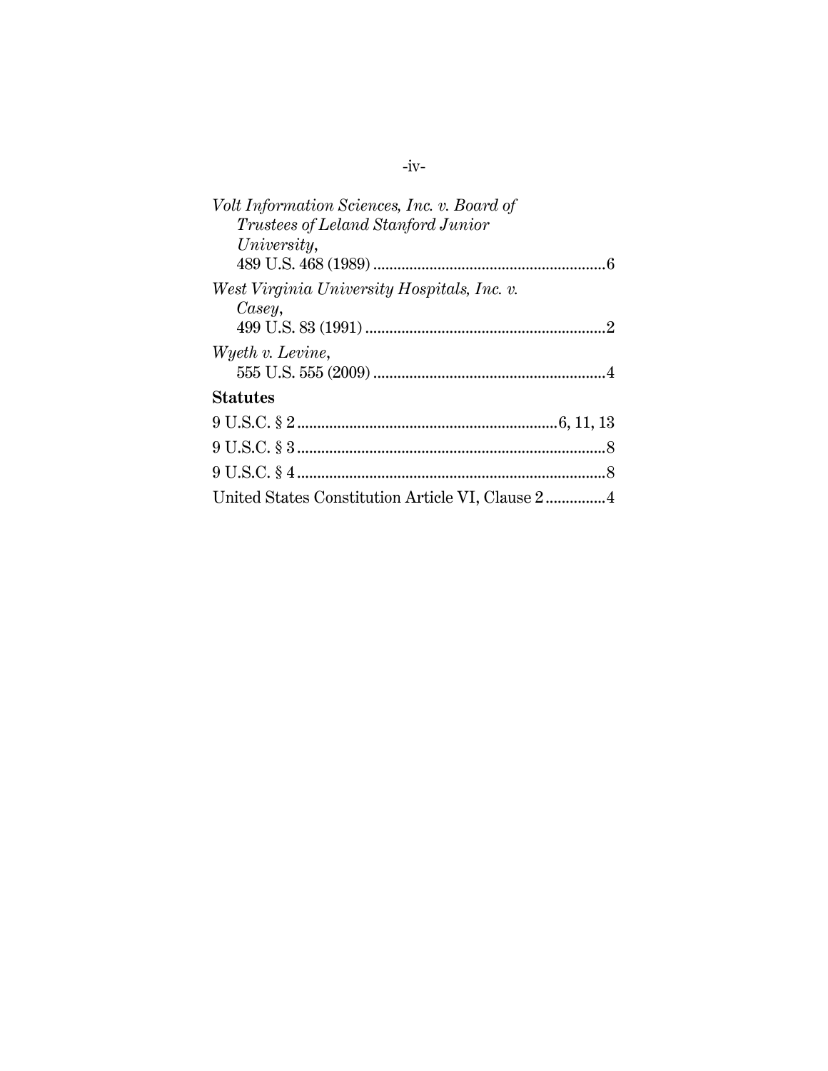*Volt Information Sciences, Inc. v. Board of Trustees of Leland Stanford Junior University*,
489 U.S. 468 (1989) .......................................................... 6

*West Virginia University Hospitals, Inc. v. Casey*,
499 U.S. 83 (1991) ............................................................ 2

*Wyeth v. Levine*,
555 U.S. 555 (2009) .......................................................... 4

**Statutes**

9 U.S.C. § 2 ................................................................. 6, 11, 13

9 U.S.C. § 3 ............................................................................ 8

9 U.S.C. § 4 ............................................................................ 8

United States Constitution Article VI, Clause 2 .............. 4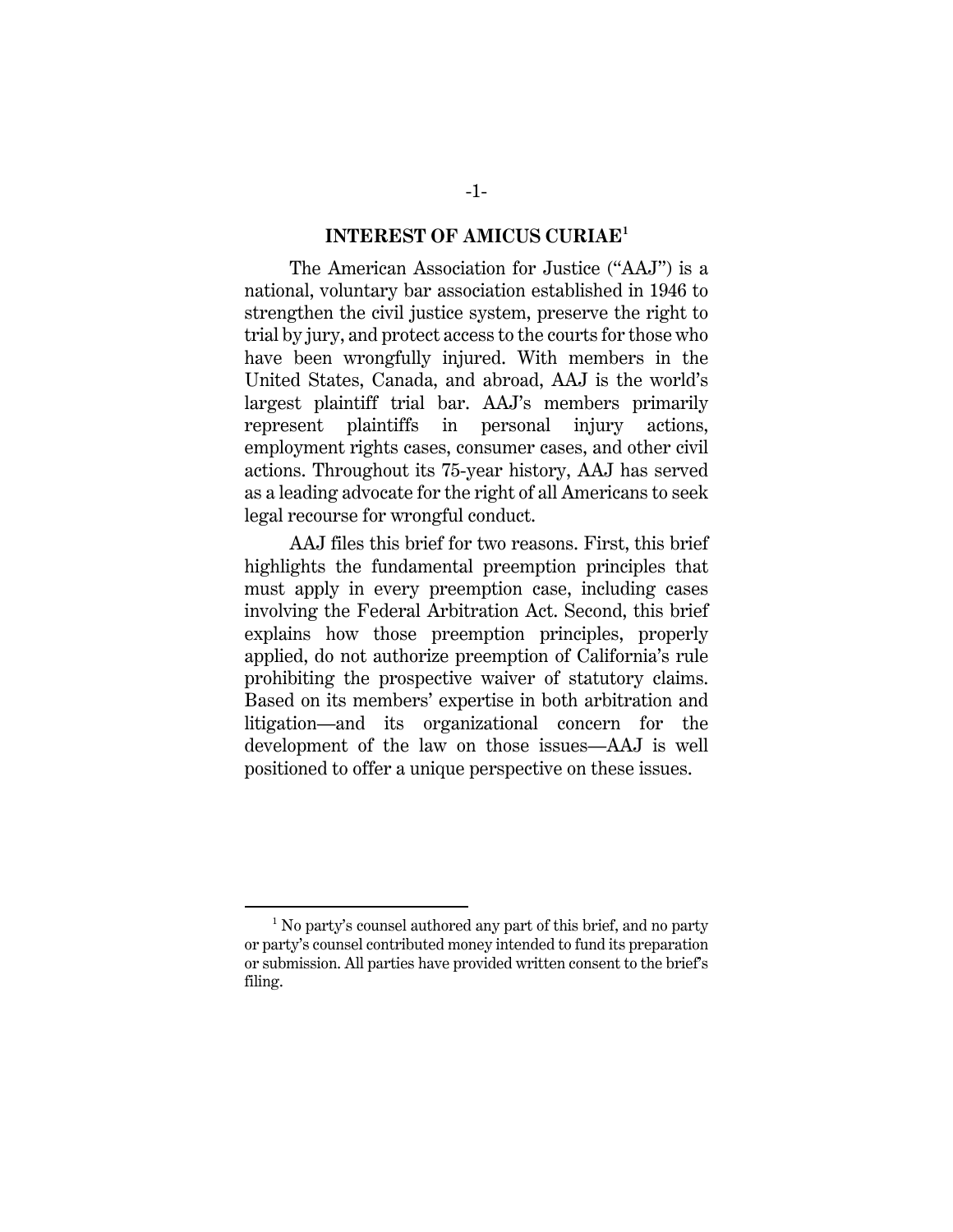## INTEREST OF AMICUS CURIAE[1]

The American Association for Justice ("AAJ") is a national, voluntary bar association established in 1946 to strengthen the civil justice system, preserve the right to trial by jury, and protect access to the courts for those who have been wrongfully injured. With members in the United States, Canada, and abroad, AAJ is the world's largest plaintiff trial bar. AAJ's members primarily represent plaintiffs in personal injury actions, employment rights cases, consumer cases, and other civil actions. Throughout its 75-year history, AAJ has served as a leading advocate for the right of all Americans to seek legal recourse for wrongful conduct.

AAJ files this brief for two reasons. First, this brief highlights the fundamental preemption principles that must apply in every preemption case, including cases involving the Federal Arbitration Act. Second, this brief explains how those preemption principles, properly applied, do not authorize preemption of California's rule prohibiting the prospective waiver of statutory claims. Based on its members' expertise in both arbitration and litigation—and its organizational concern for the development of the law on those issues—AAJ is well positioned to offer a unique perspective on these issues.

---

[1] No party's counsel authored any part of this brief, and no party or party's counsel contributed money intended to fund its preparation or submission. All parties have provided written consent to the brief's filing.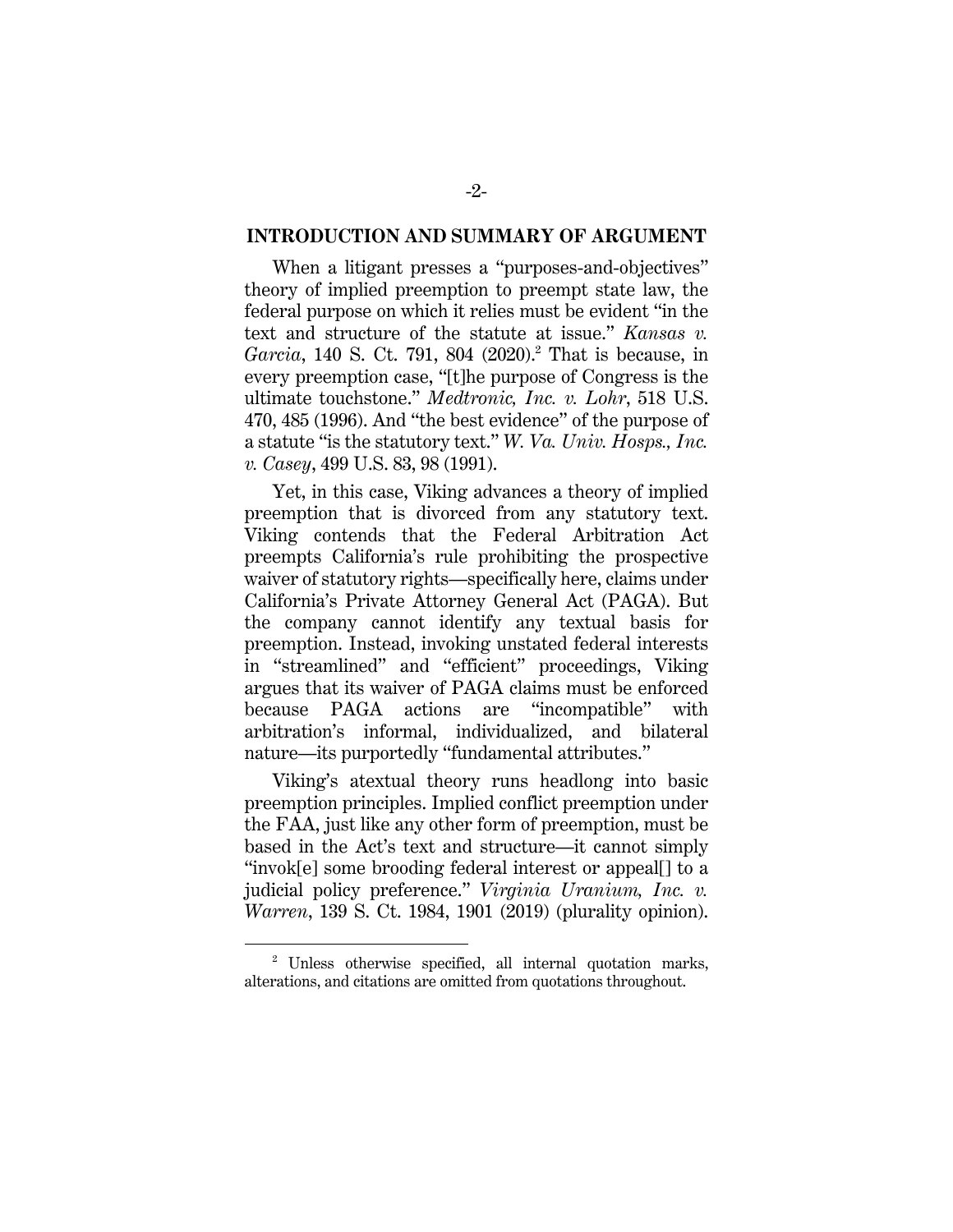## INTRODUCTION AND SUMMARY OF ARGUMENT

When a litigant presses a "purposes-and-objectives" theory of implied preemption to preempt state law, the federal purpose on which it relies must be evident "in the text and structure of the statute at issue." *Kansas v. Garcia*, 140 S. Ct. 791, 804 (2020).[2] That is because, in every preemption case, "[t]he purpose of Congress is the ultimate touchstone." *Medtronic, Inc. v. Lohr*, 518 U.S. 470, 485 (1996). And "the best evidence" of the purpose of a statute "is the statutory text." *W. Va. Univ. Hosps., Inc. v. Casey*, 499 U.S. 83, 98 (1991).

Yet, in this case, Viking advances a theory of implied preemption that is divorced from any statutory text. Viking contends that the Federal Arbitration Act preempts California's rule prohibiting the prospective waiver of statutory rights—specifically here, claims under California's Private Attorney General Act (PAGA). But the company cannot identify any textual basis for preemption. Instead, invoking unstated federal interests in "streamlined" and "efficient" proceedings, Viking argues that its waiver of PAGA claims must be enforced because PAGA actions are "incompatible" with arbitration's informal, individualized, and bilateral nature—its purportedly "fundamental attributes."

Viking's atextual theory runs headlong into basic preemption principles. Implied conflict preemption under the FAA, just like any other form of preemption, must be based in the Act's text and structure—it cannot simply "invok[e] some brooding federal interest or appeal[] to a judicial policy preference." *Virginia Uranium, Inc. v. Warren*, 139 S. Ct. 1984, 1901 (2019) (plurality opinion).

[2] Unless otherwise specified, all internal quotation marks, alterations, and citations are omitted from quotations throughout.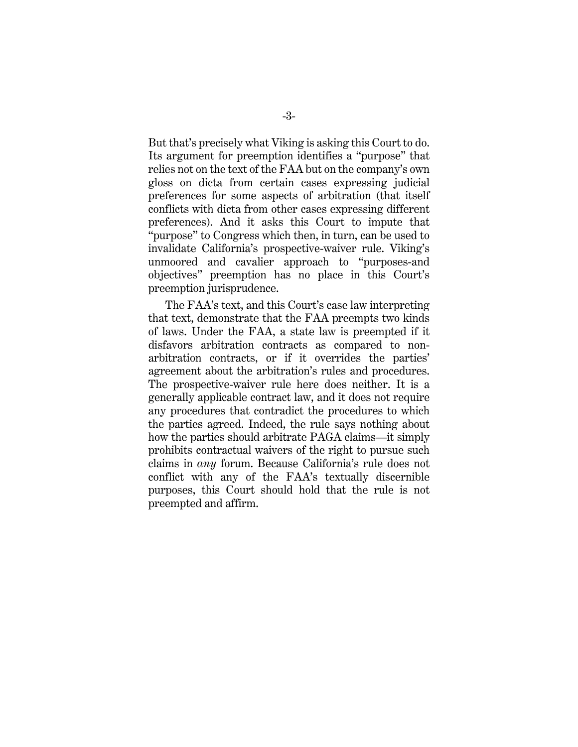But that's precisely what Viking is asking this Court to do. Its argument for preemption identifies a "purpose" that relies not on the text of the FAA but on the company's own gloss on dicta from certain cases expressing judicial preferences for some aspects of arbitration (that itself conflicts with dicta from other cases expressing different preferences). And it asks this Court to impute that "purpose" to Congress which then, in turn, can be used to invalidate California's prospective-waiver rule. Viking's unmoored and cavalier approach to "purposes-and objectives" preemption has no place in this Court's preemption jurisprudence.

The FAA's text, and this Court's case law interpreting that text, demonstrate that the FAA preempts two kinds of laws. Under the FAA, a state law is preempted if it disfavors arbitration contracts as compared to non-arbitration contracts, or if it overrides the parties' agreement about the arbitration's rules and procedures. The prospective-waiver rule here does neither. It is a generally applicable contract law, and it does not require any procedures that contradict the procedures to which the parties agreed. Indeed, the rule says nothing about how the parties should arbitrate PAGA claims—it simply prohibits contractual waivers of the right to pursue such claims in *any* forum. Because California's rule does not conflict with any of the FAA's textually discernible purposes, this Court should hold that the rule is not preempted and affirm.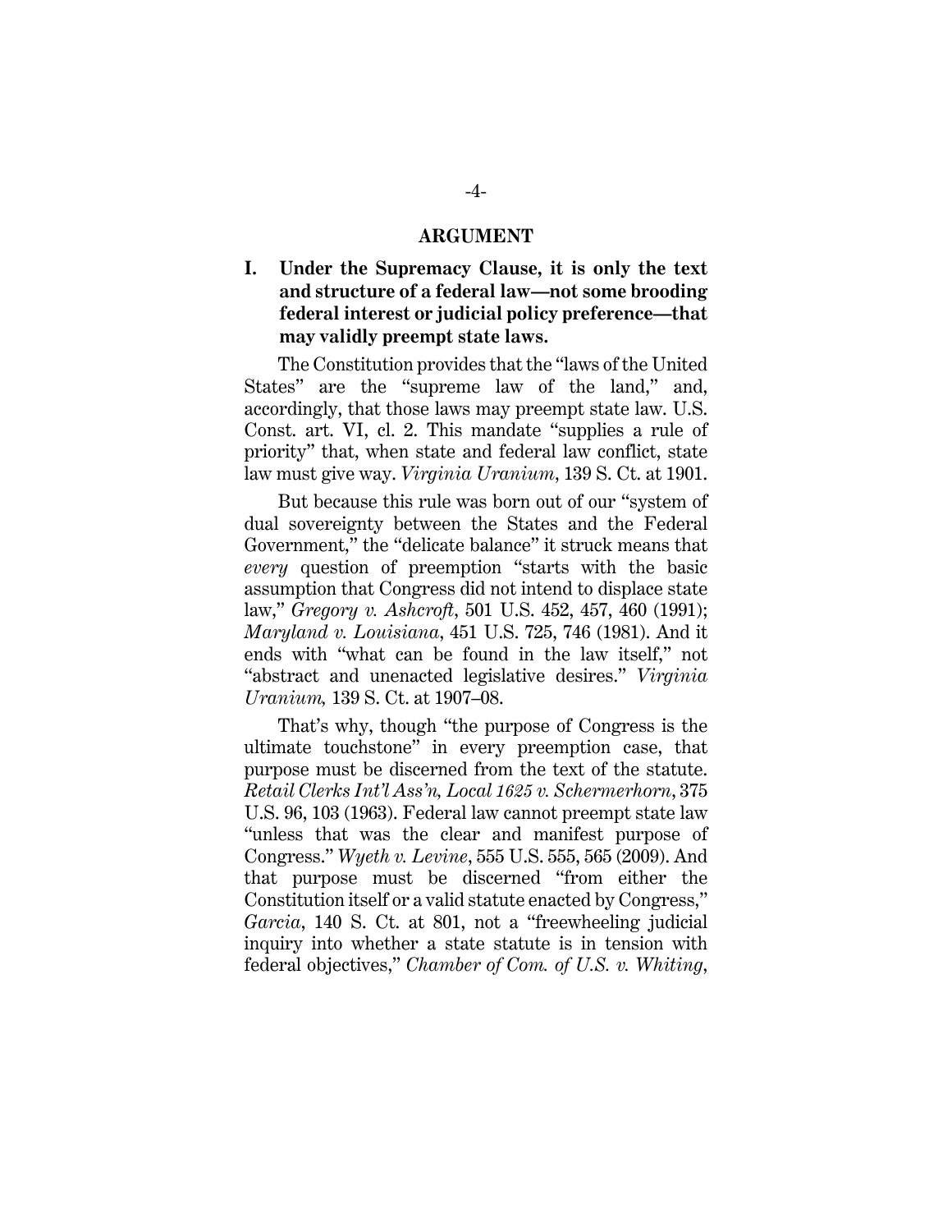## ARGUMENT

### I. Under the Supremacy Clause, it is only the text and structure of a federal law—not some brooding federal interest or judicial policy preference—that may validly preempt state laws.

The Constitution provides that the "laws of the United States" are the "supreme law of the land," and, accordingly, that those laws may preempt state law. U.S. Const. art. VI, cl. 2. This mandate "supplies a rule of priority" that, when state and federal law conflict, state law must give way. *Virginia Uranium*, 139 S. Ct. at 1901.

But because this rule was born out of our "system of dual sovereignty between the States and the Federal Government," the "delicate balance" it struck means that *every* question of preemption "starts with the basic assumption that Congress did not intend to displace state law," *Gregory v. Ashcroft*, 501 U.S. 452, 457, 460 (1991); *Maryland v. Louisiana*, 451 U.S. 725, 746 (1981). And it ends with "what can be found in the law itself," not "abstract and unenacted legislative desires." *Virginia Uranium,* 139 S. Ct. at 1907–08.

That's why, though "the purpose of Congress is the ultimate touchstone" in every preemption case, that purpose must be discerned from the text of the statute. *Retail Clerks Int'l Ass'n, Local 1625 v. Schermerhorn*, 375 U.S. 96, 103 (1963). Federal law cannot preempt state law "unless that was the clear and manifest purpose of Congress." *Wyeth v. Levine*, 555 U.S. 555, 565 (2009). And that purpose must be discerned "from either the Constitution itself or a valid statute enacted by Congress," *Garcia*, 140 S. Ct. at 801, not a "freewheeling judicial inquiry into whether a state statute is in tension with federal objectives," *Chamber of Com. of U.S. v. Whiting*,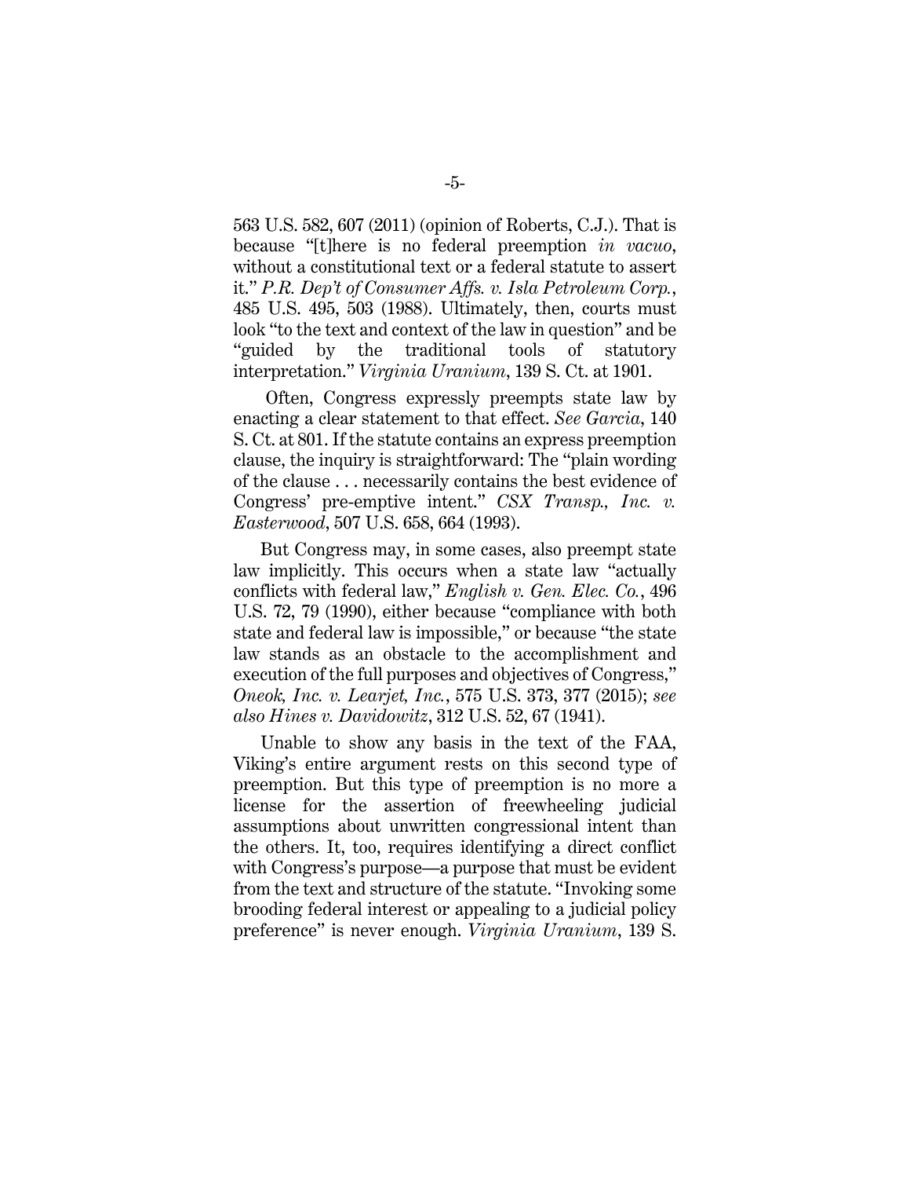563 U.S. 582, 607 (2011) (opinion of Roberts, C.J.). That is because "[t]here is no federal preemption *in vacuo*, without a constitutional text or a federal statute to assert it." *P.R. Dep't of Consumer Affs. v. Isla Petroleum Corp.*, 485 U.S. 495, 503 (1988). Ultimately, then, courts must look "to the text and context of the law in question" and be "guided by the traditional tools of statutory interpretation." *Virginia Uranium*, 139 S. Ct. at 1901.

Often, Congress expressly preempts state law by enacting a clear statement to that effect. *See Garcia*, 140 S. Ct. at 801. If the statute contains an express preemption clause, the inquiry is straightforward: The "plain wording of the clause . . . necessarily contains the best evidence of Congress' pre-emptive intent." *CSX Transp., Inc. v. Easterwood*, 507 U.S. 658, 664 (1993).

But Congress may, in some cases, also preempt state law implicitly. This occurs when a state law "actually conflicts with federal law," *English v. Gen. Elec. Co.*, 496 U.S. 72, 79 (1990), either because "compliance with both state and federal law is impossible," or because "the state law stands as an obstacle to the accomplishment and execution of the full purposes and objectives of Congress," *Oneok, Inc. v. Learjet, Inc.*, 575 U.S. 373, 377 (2015); *see also Hines v. Davidowitz*, 312 U.S. 52, 67 (1941).

Unable to show any basis in the text of the FAA, Viking's entire argument rests on this second type of preemption. But this type of preemption is no more a license for the assertion of freewheeling judicial assumptions about unwritten congressional intent than the others. It, too, requires identifying a direct conflict with Congress's purpose—a purpose that must be evident from the text and structure of the statute. "Invoking some brooding federal interest or appealing to a judicial policy preference" is never enough. *Virginia Uranium*, 139 S.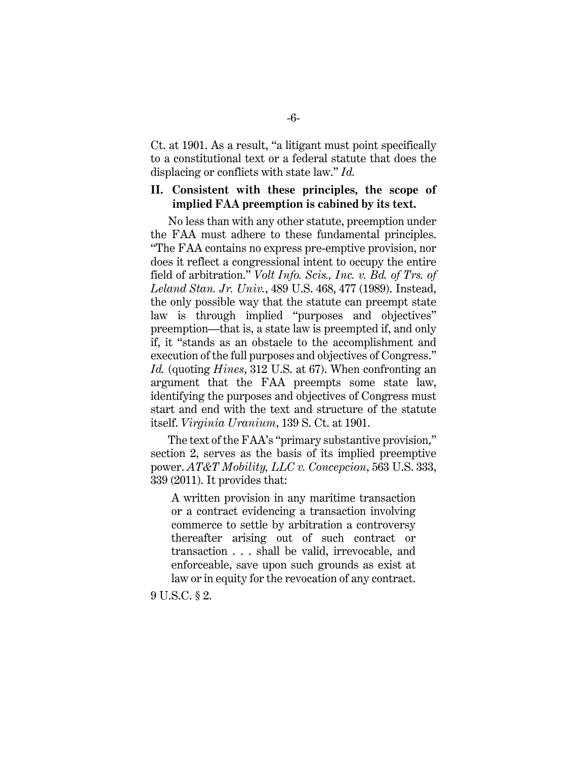Ct. at 1901. As a result, "a litigant must point specifically to a constitutional text or a federal statute that does the displacing or conflicts with state law." *Id.*

## II. Consistent with these principles, the scope of implied FAA preemption is cabined by its text.

No less than with any other statute, preemption under the FAA must adhere to these fundamental principles. "The FAA contains no express pre-emptive provision, nor does it reflect a congressional intent to occupy the entire field of arbitration." *Volt Info. Scis., Inc. v. Bd. of Trs. of Leland Stan. Jr. Univ.*, 489 U.S. 468, 477 (1989). Instead, the only possible way that the statute can preempt state law is through implied "purposes and objectives" preemption—that is, a state law is preempted if, and only if, it "stands as an obstacle to the accomplishment and execution of the full purposes and objectives of Congress." *Id.* (quoting *Hines*, 312 U.S. at 67). When confronting an argument that the FAA preempts some state law, identifying the purposes and objectives of Congress must start and end with the text and structure of the statute itself. *Virginia Uranium*, 139 S. Ct. at 1901.

The text of the FAA's "primary substantive provision," section 2, serves as the basis of its implied preemptive power. *AT&T Mobility, LLC v. Concepcion*, 563 U.S. 333, 339 (2011). It provides that:

> A written provision in any maritime transaction or a contract evidencing a transaction involving commerce to settle by arbitration a controversy thereafter arising out of such contract or transaction . . . shall be valid, irrevocable, and enforceable, save upon such grounds as exist at law or in equity for the revocation of any contract.

9 U.S.C. § 2.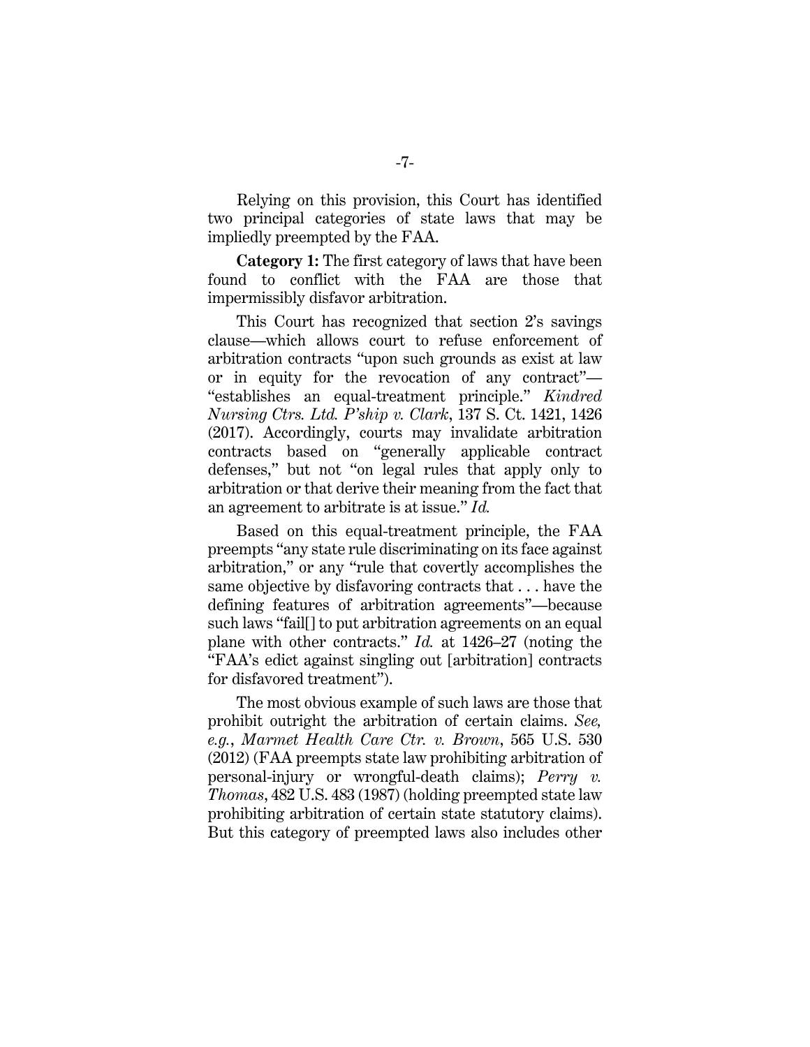Relying on this provision, this Court has identified two principal categories of state laws that may be impliedly preempted by the FAA.

**Category 1:** The first category of laws that have been found to conflict with the FAA are those that impermissibly disfavor arbitration.

This Court has recognized that section 2's savings clause—which allows court to refuse enforcement of arbitration contracts "upon such grounds as exist at law or in equity for the revocation of any contract"—"establishes an equal-treatment principle." *Kindred Nursing Ctrs. Ltd. P'ship v. Clark*, 137 S. Ct. 1421, 1426 (2017). Accordingly, courts may invalidate arbitration contracts based on "generally applicable contract defenses," but not "on legal rules that apply only to arbitration or that derive their meaning from the fact that an agreement to arbitrate is at issue." *Id.*

Based on this equal-treatment principle, the FAA preempts "any state rule discriminating on its face against arbitration," or any "rule that covertly accomplishes the same objective by disfavoring contracts that . . . have the defining features of arbitration agreements"—because such laws "fail[] to put arbitration agreements on an equal plane with other contracts." *Id.* at 1426–27 (noting the "FAA's edict against singling out [arbitration] contracts for disfavored treatment").

The most obvious example of such laws are those that prohibit outright the arbitration of certain claims. *See, e.g.*, *Marmet Health Care Ctr. v. Brown*, 565 U.S. 530 (2012) (FAA preempts state law prohibiting arbitration of personal-injury or wrongful-death claims); *Perry v. Thomas*, 482 U.S. 483 (1987) (holding preempted state law prohibiting arbitration of certain state statutory claims). But this category of preempted laws also includes other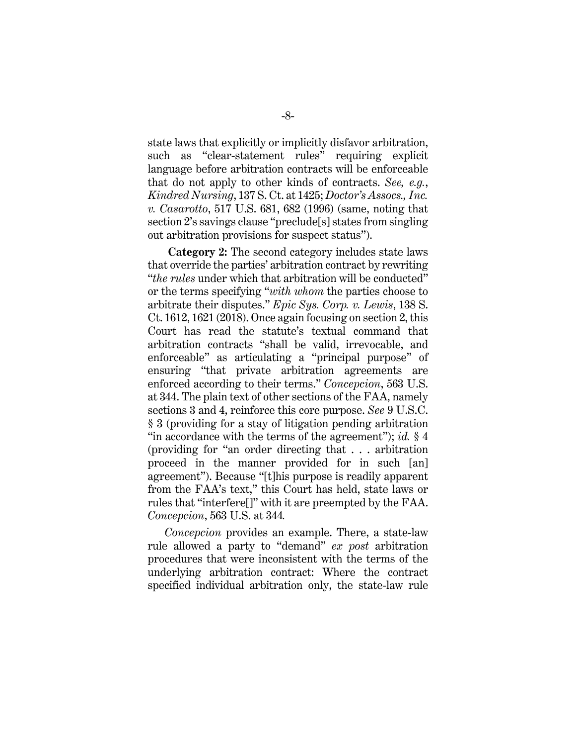state laws that explicitly or implicitly disfavor arbitration, such as "clear-statement rules" requiring explicit language before arbitration contracts will be enforceable that do not apply to other kinds of contracts. *See, e.g.*, *Kindred Nursing*, 137 S. Ct. at 1425; *Doctor's Assocs., Inc. v. Casarotto*, 517 U.S. 681, 682 (1996) (same, noting that section 2's savings clause "preclude[s] states from singling out arbitration provisions for suspect status").

**Category 2:** The second category includes state laws that override the parties' arbitration contract by rewriting "*the rules* under which that arbitration will be conducted" or the terms specifying "*with whom* the parties choose to arbitrate their disputes." *Epic Sys. Corp. v. Lewis*, 138 S. Ct. 1612, 1621 (2018). Once again focusing on section 2, this Court has read the statute's textual command that arbitration contracts "shall be valid, irrevocable, and enforceable" as articulating a "principal purpose" of ensuring "that private arbitration agreements are enforced according to their terms." *Concepcion*, 563 U.S. at 344. The plain text of other sections of the FAA, namely sections 3 and 4, reinforce this core purpose. *See* 9 U.S.C. § 3 (providing for a stay of litigation pending arbitration "in accordance with the terms of the agreement"); *id.* § 4 (providing for "an order directing that . . . arbitration proceed in the manner provided for in such [an] agreement"). Because "[t]his purpose is readily apparent from the FAA's text," this Court has held, state laws or rules that "interfere[]" with it are preempted by the FAA. *Concepcion*, 563 U.S. at 344.

*Concepcion* provides an example. There, a state-law rule allowed a party to "demand" *ex post* arbitration procedures that were inconsistent with the terms of the underlying arbitration contract: Where the contract specified individual arbitration only, the state-law rule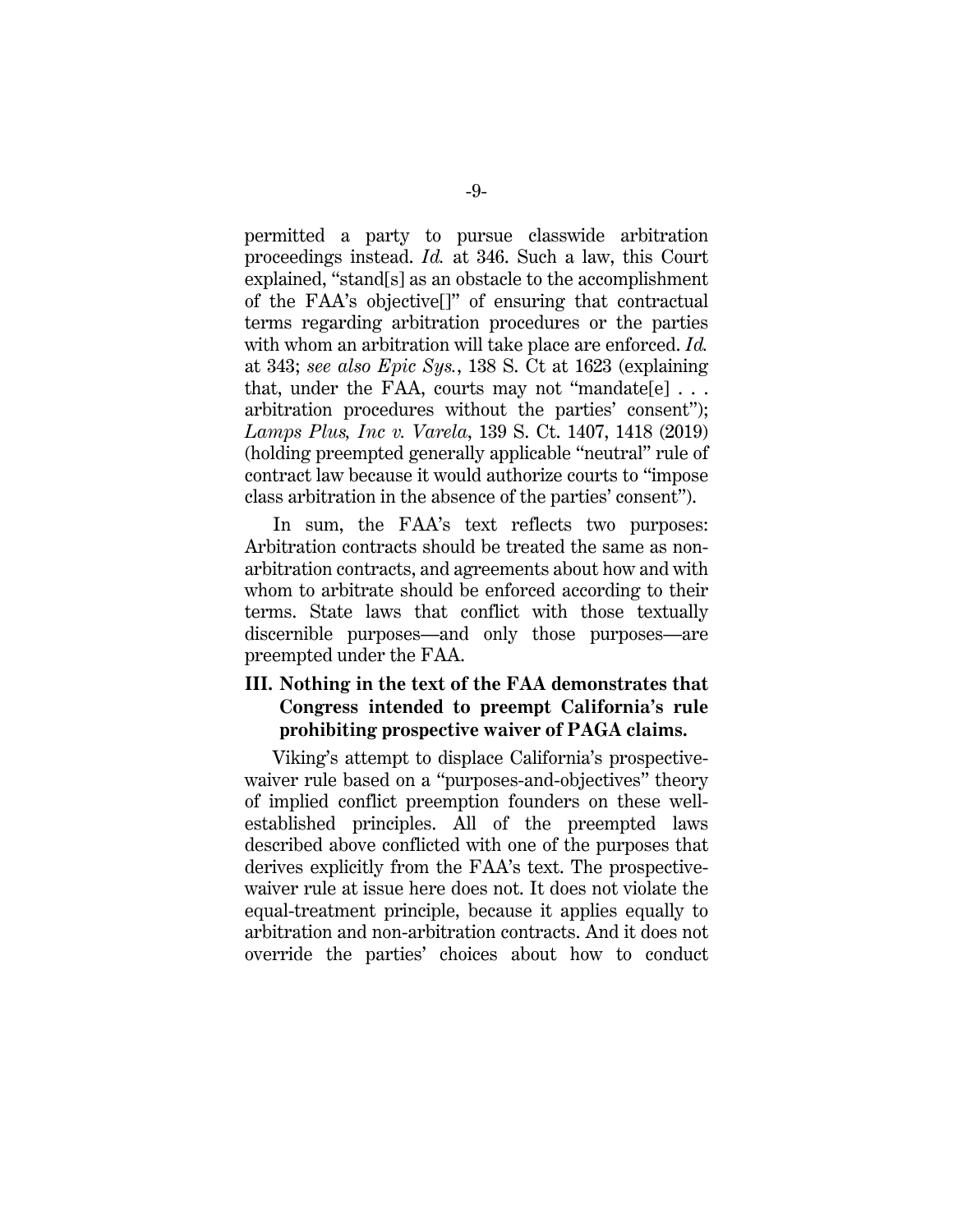permitted a party to pursue classwide arbitration proceedings instead. *Id.* at 346. Such a law, this Court explained, "stand[s] as an obstacle to the accomplishment of the FAA's objective[]" of ensuring that contractual terms regarding arbitration procedures or the parties with whom an arbitration will take place are enforced. *Id.* at 343; *see also Epic Sys.*, 138 S. Ct at 1623 (explaining that, under the FAA, courts may not "mandate[e] . . . arbitration procedures without the parties' consent"); *Lamps Plus, Inc v. Varela*, 139 S. Ct. 1407, 1418 (2019) (holding preempted generally applicable "neutral" rule of contract law because it would authorize courts to "impose class arbitration in the absence of the parties' consent").

In sum, the FAA's text reflects two purposes: Arbitration contracts should be treated the same as non-arbitration contracts, and agreements about how and with whom to arbitrate should be enforced according to their terms. State laws that conflict with those textually discernible purposes—and only those purposes—are preempted under the FAA.

## III. Nothing in the text of the FAA demonstrates that Congress intended to preempt California's rule prohibiting prospective waiver of PAGA claims.

Viking's attempt to displace California's prospective-waiver rule based on a "purposes-and-objectives" theory of implied conflict preemption founders on these well-established principles. All of the preempted laws described above conflicted with one of the purposes that derives explicitly from the FAA's text. The prospective-waiver rule at issue here does not. It does not violate the equal-treatment principle, because it applies equally to arbitration and non-arbitration contracts. And it does not override the parties' choices about how to conduct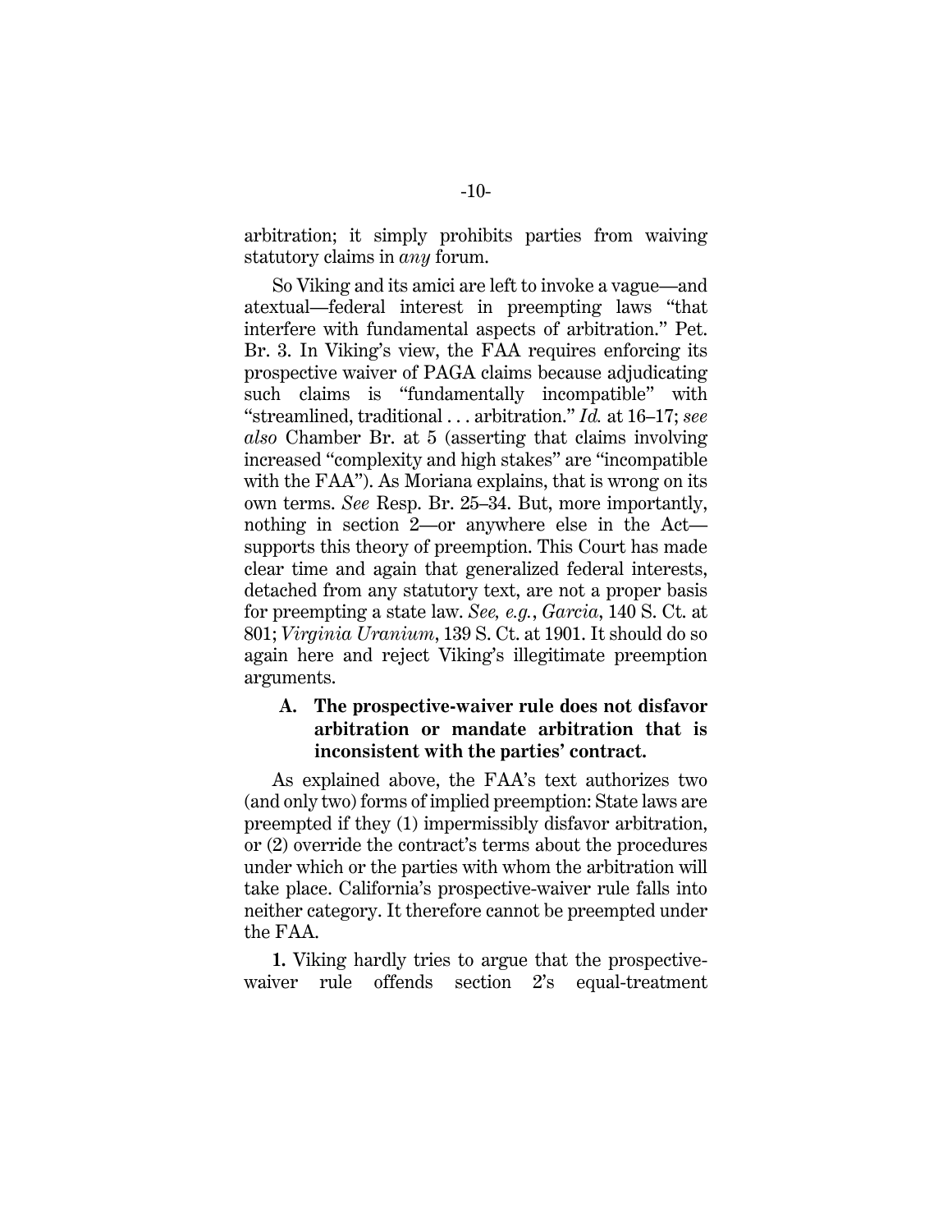arbitration; it simply prohibits parties from waiving statutory claims in *any* forum.

So Viking and its amici are left to invoke a vague—and atextual—federal interest in preempting laws "that interfere with fundamental aspects of arbitration." Pet. Br. 3. In Viking's view, the FAA requires enforcing its prospective waiver of PAGA claims because adjudicating such claims is "fundamentally incompatible" with "streamlined, traditional . . . arbitration." *Id.* at 16–17; *see also* Chamber Br. at 5 (asserting that claims involving increased "complexity and high stakes" are "incompatible with the FAA"). As Moriana explains, that is wrong on its own terms. *See* Resp. Br. 25–34. But, more importantly, nothing in section 2—or anywhere else in the Act—supports this theory of preemption. This Court has made clear time and again that generalized federal interests, detached from any statutory text, are not a proper basis for preempting a state law. *See, e.g.*, *Garcia*, 140 S. Ct. at 801; *Virginia Uranium*, 139 S. Ct. at 1901. It should do so again here and reject Viking's illegitimate preemption arguments.

### A. The prospective-waiver rule does not disfavor arbitration or mandate arbitration that is inconsistent with the parties' contract.

As explained above, the FAA's text authorizes two (and only two) forms of implied preemption: State laws are preempted if they (1) impermissibly disfavor arbitration, or (2) override the contract's terms about the procedures under which or the parties with whom the arbitration will take place. California's prospective-waiver rule falls into neither category. It therefore cannot be preempted under the FAA.

**1.** Viking hardly tries to argue that the prospective-waiver rule offends section 2's equal-treatment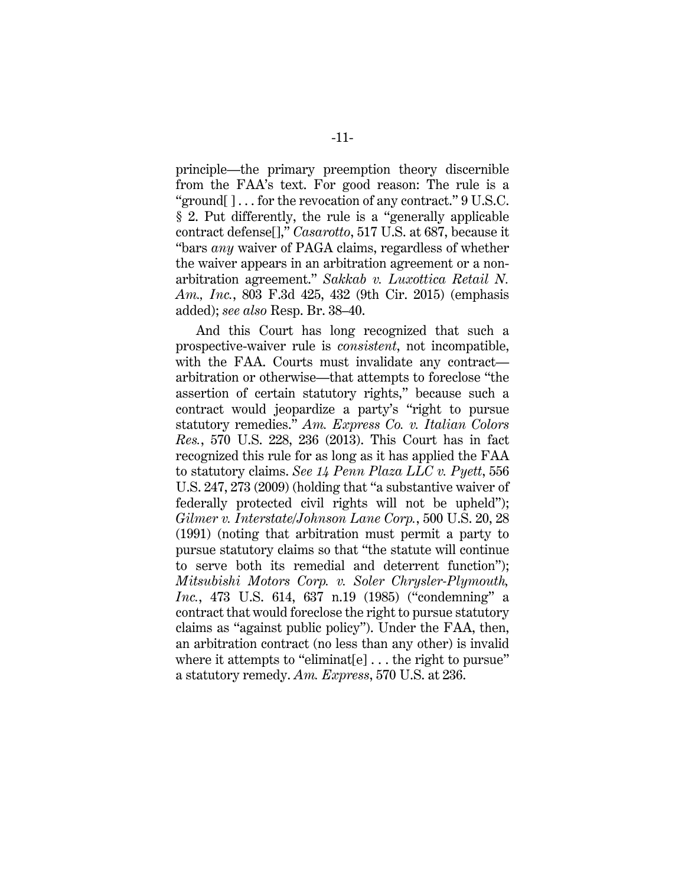principle—the primary preemption theory discernible from the FAA's text. For good reason: The rule is a "ground[ ] . . . for the revocation of any contract." 9 U.S.C. § 2. Put differently, the rule is a "generally applicable contract defense[]," *Casarotto*, 517 U.S. at 687, because it "bars *any* waiver of PAGA claims, regardless of whether the waiver appears in an arbitration agreement or a non-arbitration agreement." *Sakkab v. Luxottica Retail N. Am., Inc.*, 803 F.3d 425, 432 (9th Cir. 2015) (emphasis added); *see also* Resp. Br. 38–40.

And this Court has long recognized that such a prospective-waiver rule is *consistent*, not incompatible, with the FAA. Courts must invalidate any contract—arbitration or otherwise—that attempts to foreclose "the assertion of certain statutory rights," because such a contract would jeopardize a party's "right to pursue statutory remedies." *Am. Express Co. v. Italian Colors Res.*, 570 U.S. 228, 236 (2013). This Court has in fact recognized this rule for as long as it has applied the FAA to statutory claims. *See 14 Penn Plaza LLC v. Pyett*, 556 U.S. 247, 273 (2009) (holding that "a substantive waiver of federally protected civil rights will not be upheld"); *Gilmer v. Interstate/Johnson Lane Corp.*, 500 U.S. 20, 28 (1991) (noting that arbitration must permit a party to pursue statutory claims so that "the statute will continue to serve both its remedial and deterrent function"); *Mitsubishi Motors Corp. v. Soler Chrysler-Plymouth, Inc.*, 473 U.S. 614, 637 n.19 (1985) ("condemning" a contract that would foreclose the right to pursue statutory claims as "against public policy"). Under the FAA, then, an arbitration contract (no less than any other) is invalid where it attempts to "eliminat[e] . . . the right to pursue" a statutory remedy. *Am. Express*, 570 U.S. at 236.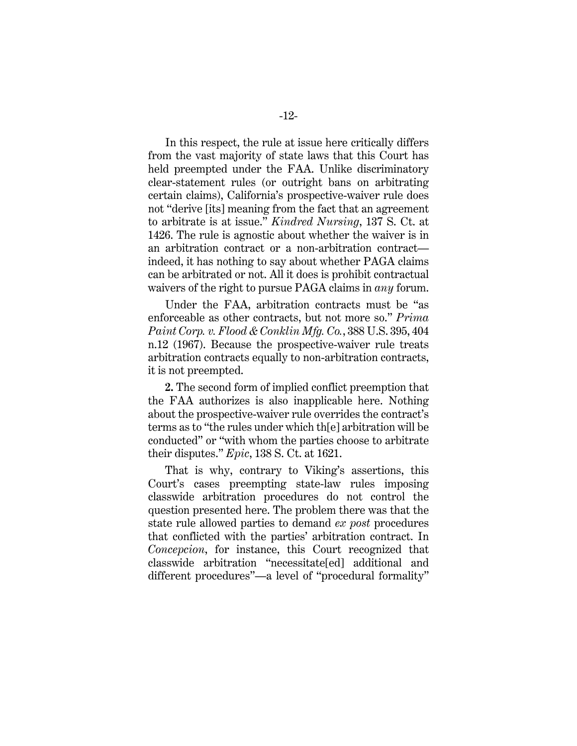In this respect, the rule at issue here critically differs from the vast majority of state laws that this Court has held preempted under the FAA. Unlike discriminatory clear-statement rules (or outright bans on arbitrating certain claims), California's prospective-waiver rule does not "derive [its] meaning from the fact that an agreement to arbitrate is at issue." *Kindred Nursing*, 137 S. Ct. at 1426. The rule is agnostic about whether the waiver is in an arbitration contract or a non-arbitration contract—indeed, it has nothing to say about whether PAGA claims can be arbitrated or not. All it does is prohibit contractual waivers of the right to pursue PAGA claims in *any* forum.

Under the FAA, arbitration contracts must be "as enforceable as other contracts, but not more so." *Prima Paint Corp. v. Flood & Conklin Mfg. Co.*, 388 U.S. 395, 404 n.12 (1967). Because the prospective-waiver rule treats arbitration contracts equally to non-arbitration contracts, it is not preempted.

**2.** The second form of implied conflict preemption that the FAA authorizes is also inapplicable here. Nothing about the prospective-waiver rule overrides the contract's terms as to "the rules under which th[e] arbitration will be conducted" or "with whom the parties choose to arbitrate their disputes." *Epic*, 138 S. Ct. at 1621.

That is why, contrary to Viking's assertions, this Court's cases preempting state-law rules imposing classwide arbitration procedures do not control the question presented here. The problem there was that the state rule allowed parties to demand *ex post* procedures that conflicted with the parties' arbitration contract. In *Concepcion*, for instance, this Court recognized that classwide arbitration "necessitate[ed] additional and different procedures"—a level of "procedural formality"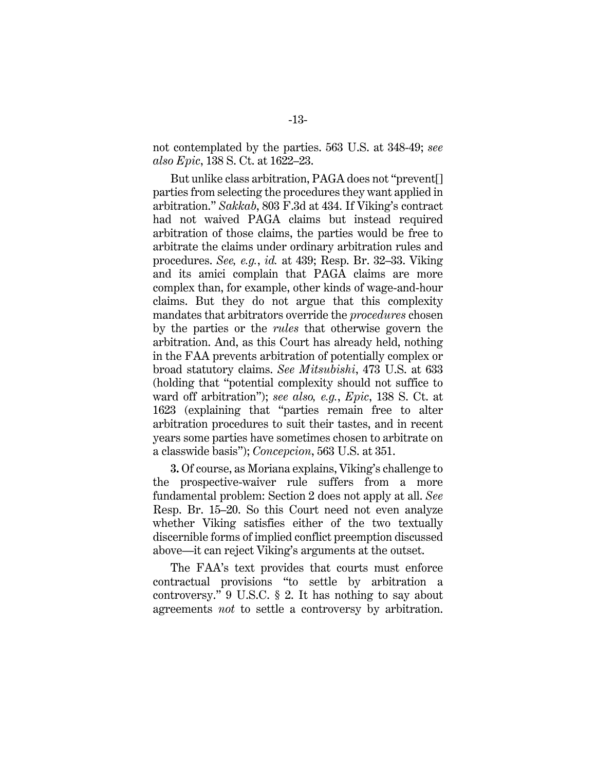not contemplated by the parties. 563 U.S. at 348-49; *see also Epic*, 138 S. Ct. at 1622–23.

But unlike class arbitration, PAGA does not "prevent[] parties from selecting the procedures they want applied in arbitration." *Sakkab*, 803 F.3d at 434. If Viking's contract had not waived PAGA claims but instead required arbitration of those claims, the parties would be free to arbitrate the claims under ordinary arbitration rules and procedures. *See, e.g.*, *id.* at 439; Resp. Br. 32–33. Viking and its amici complain that PAGA claims are more complex than, for example, other kinds of wage-and-hour claims. But they do not argue that this complexity mandates that arbitrators override the *procedures* chosen by the parties or the *rules* that otherwise govern the arbitration. And, as this Court has already held, nothing in the FAA prevents arbitration of potentially complex or broad statutory claims. *See Mitsubishi*, 473 U.S. at 633 (holding that "potential complexity should not suffice to ward off arbitration"); *see also, e.g.*, *Epic*, 138 S. Ct. at 1623 (explaining that "parties remain free to alter arbitration procedures to suit their tastes, and in recent years some parties have sometimes chosen to arbitrate on a classwide basis"); *Concepcion*, 563 U.S. at 351.

**3.** Of course, as Moriana explains, Viking's challenge to the prospective-waiver rule suffers from a more fundamental problem: Section 2 does not apply at all. *See* Resp. Br. 15–20. So this Court need not even analyze whether Viking satisfies either of the two textually discernible forms of implied conflict preemption discussed above—it can reject Viking's arguments at the outset.

The FAA's text provides that courts must enforce contractual provisions "to settle by arbitration a controversy." 9 U.S.C. § 2. It has nothing to say about agreements *not* to settle a controversy by arbitration.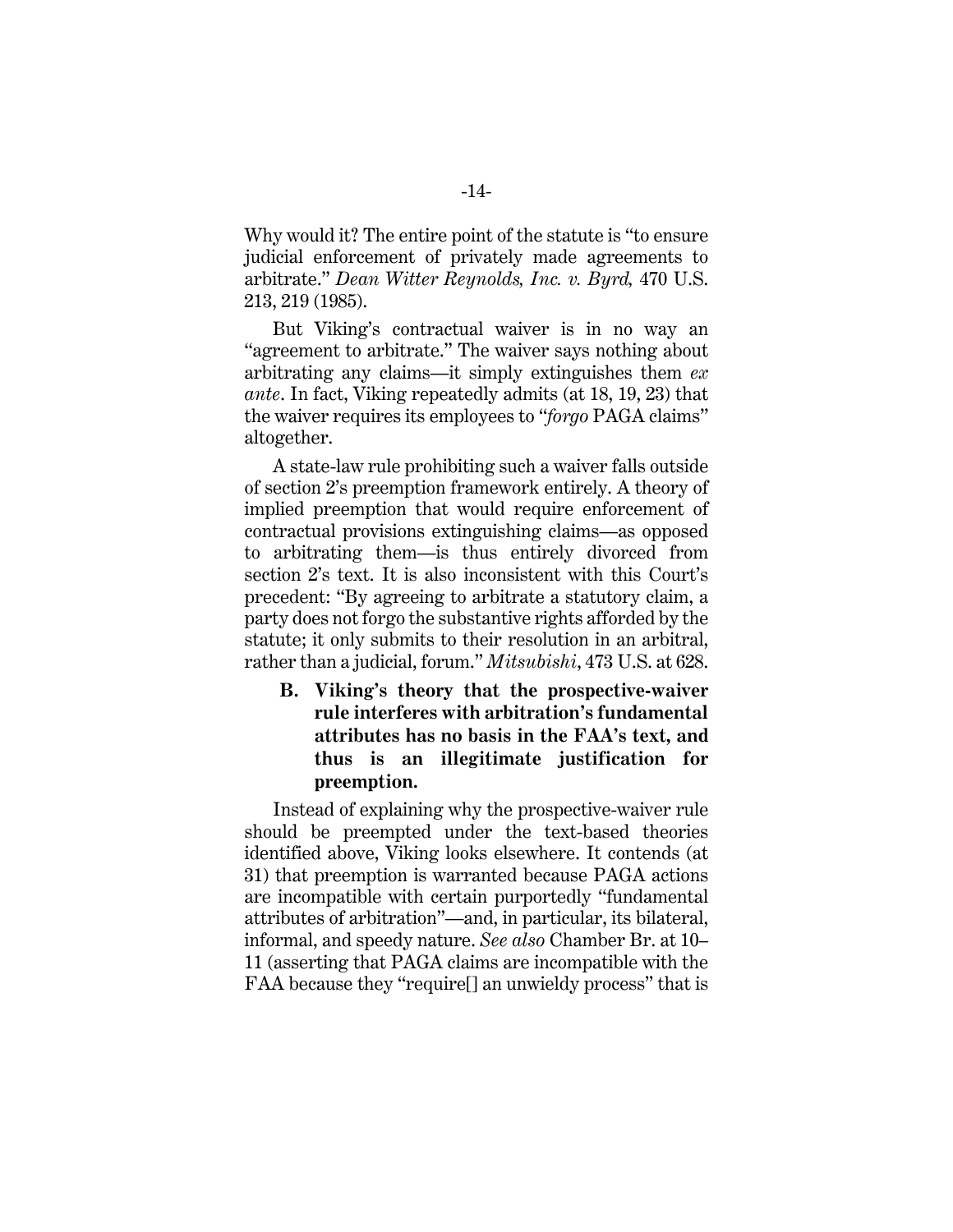Why would it? The entire point of the statute is "to ensure judicial enforcement of privately made agreements to arbitrate." *Dean Witter Reynolds, Inc. v. Byrd,* 470 U.S. 213, 219 (1985).

But Viking's contractual waiver is in no way an "agreement to arbitrate." The waiver says nothing about arbitrating any claims—it simply extinguishes them *ex ante*. In fact, Viking repeatedly admits (at 18, 19, 23) that the waiver requires its employees to "*forgo* PAGA claims" altogether.

A state-law rule prohibiting such a waiver falls outside of section 2's preemption framework entirely. A theory of implied preemption that would require enforcement of contractual provisions extinguishing claims—as opposed to arbitrating them—is thus entirely divorced from section 2's text. It is also inconsistent with this Court's precedent: "By agreeing to arbitrate a statutory claim, a party does not forgo the substantive rights afforded by the statute; it only submits to their resolution in an arbitral, rather than a judicial, forum." *Mitsubishi*, 473 U.S. at 628.

### B. Viking's theory that the prospective-waiver rule interferes with arbitration's fundamental attributes has no basis in the FAA's text, and thus is an illegitimate justification for preemption.

Instead of explaining why the prospective-waiver rule should be preempted under the text-based theories identified above, Viking looks elsewhere. It contends (at 31) that preemption is warranted because PAGA actions are incompatible with certain purportedly "fundamental attributes of arbitration"—and, in particular, its bilateral, informal, and speedy nature. *See also* Chamber Br. at 10–11 (asserting that PAGA claims are incompatible with the FAA because they "require[] an unwieldy process" that is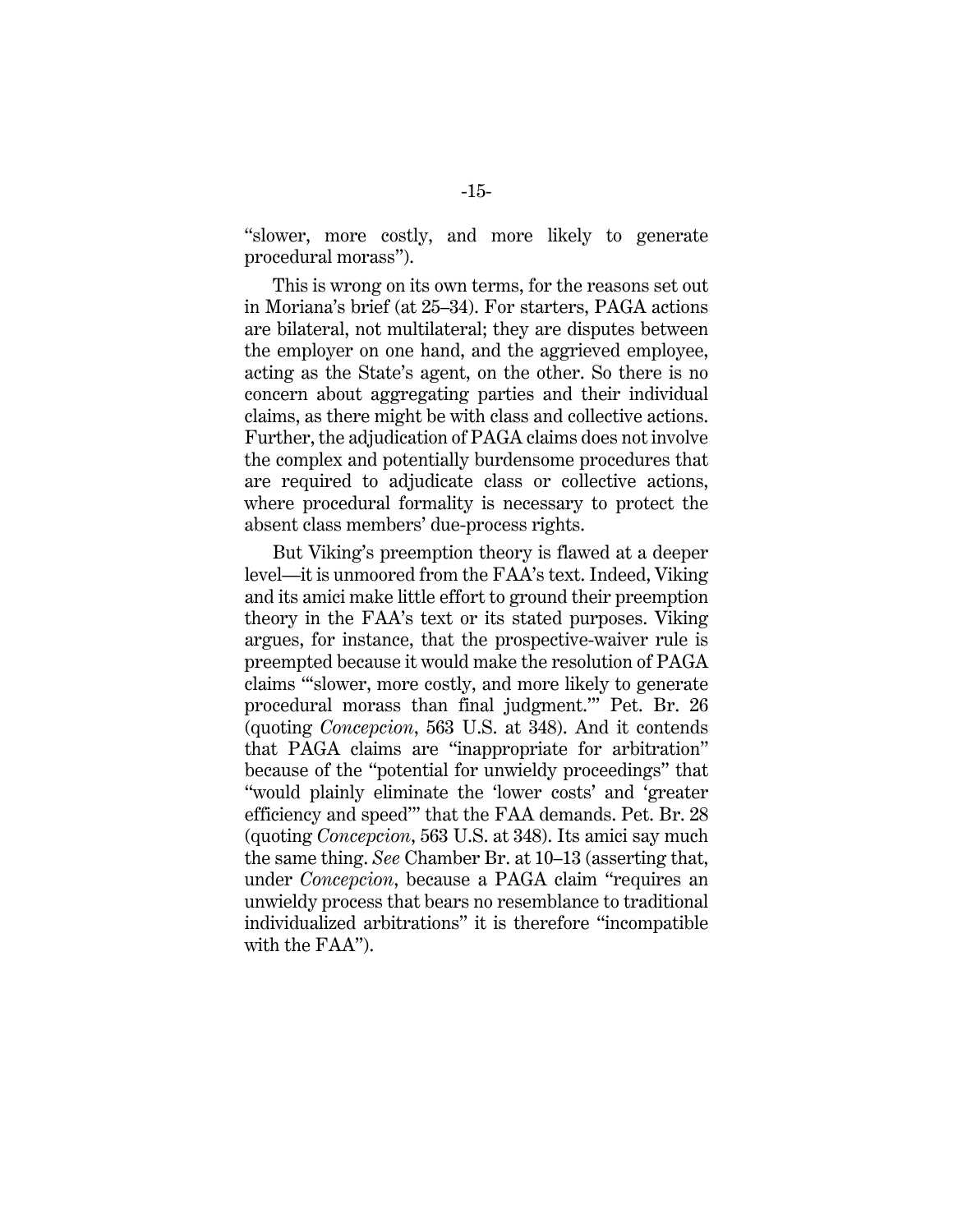"slower, more costly, and more likely to generate procedural morass").

This is wrong on its own terms, for the reasons set out in Moriana's brief (at 25–34). For starters, PAGA actions are bilateral, not multilateral; they are disputes between the employer on one hand, and the aggrieved employee, acting as the State's agent, on the other. So there is no concern about aggregating parties and their individual claims, as there might be with class and collective actions. Further, the adjudication of PAGA claims does not involve the complex and potentially burdensome procedures that are required to adjudicate class or collective actions, where procedural formality is necessary to protect the absent class members' due-process rights.

But Viking's preemption theory is flawed at a deeper level—it is unmoored from the FAA's text. Indeed, Viking and its amici make little effort to ground their preemption theory in the FAA's text or its stated purposes. Viking argues, for instance, that the prospective-waiver rule is preempted because it would make the resolution of PAGA claims "'slower, more costly, and more likely to generate procedural morass than final judgment.'" Pet. Br. 26 (quoting *Concepcion*, 563 U.S. at 348). And it contends that PAGA claims are "inappropriate for arbitration" because of the "potential for unwieldy proceedings" that "would plainly eliminate the 'lower costs' and 'greater efficiency and speed'" that the FAA demands. Pet. Br. 28 (quoting *Concepcion*, 563 U.S. at 348). Its amici say much the same thing. *See* Chamber Br. at 10–13 (asserting that, under *Concepcion*, because a PAGA claim "requires an unwieldy process that bears no resemblance to traditional individualized arbitrations" it is therefore "incompatible with the FAA").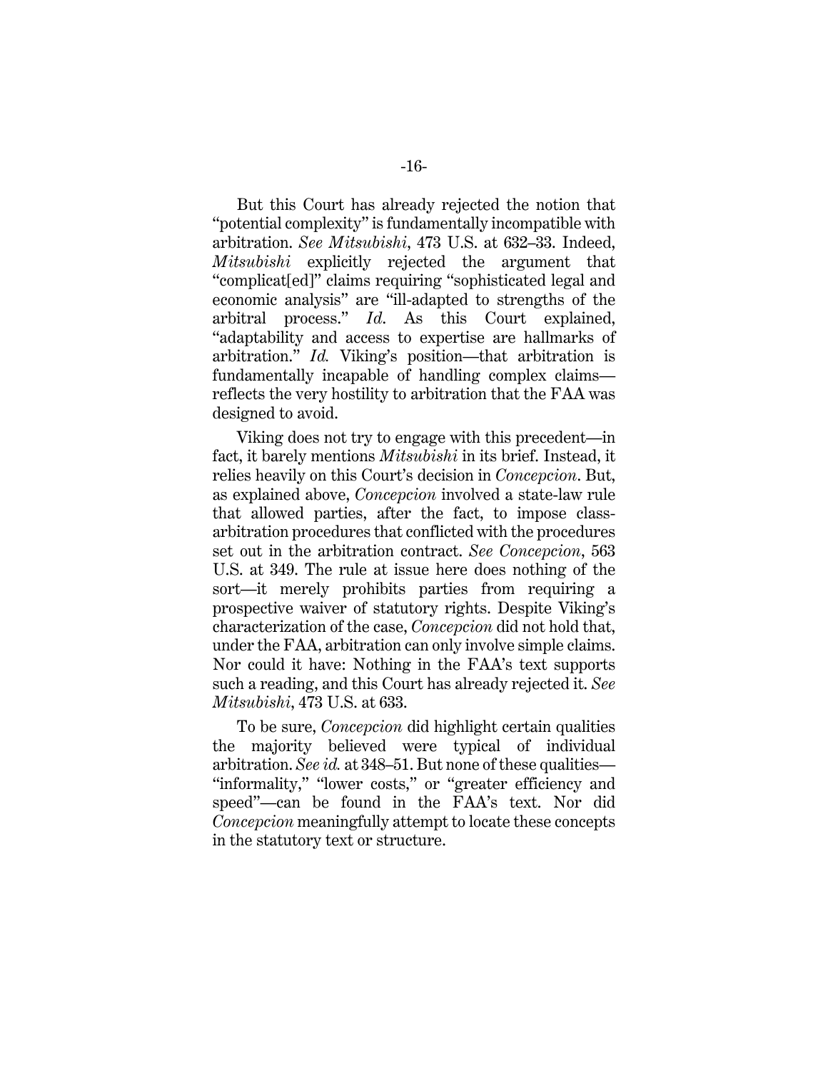But this Court has already rejected the notion that "potential complexity" is fundamentally incompatible with arbitration. *See Mitsubishi*, 473 U.S. at 632–33. Indeed, *Mitsubishi* explicitly rejected the argument that "complicat[ed]" claims requiring "sophisticated legal and economic analysis" are "ill-adapted to strengths of the arbitral process." *Id.* As this Court explained, "adaptability and access to expertise are hallmarks of arbitration." *Id.* Viking's position—that arbitration is fundamentally incapable of handling complex claims—reflects the very hostility to arbitration that the FAA was designed to avoid.

Viking does not try to engage with this precedent—in fact, it barely mentions *Mitsubishi* in its brief. Instead, it relies heavily on this Court's decision in *Concepcion*. But, as explained above, *Concepcion* involved a state-law rule that allowed parties, after the fact, to impose class-arbitration procedures that conflicted with the procedures set out in the arbitration contract. *See Concepcion*, 563 U.S. at 349. The rule at issue here does nothing of the sort—it merely prohibits parties from requiring a prospective waiver of statutory rights. Despite Viking's characterization of the case, *Concepcion* did not hold that, under the FAA, arbitration can only involve simple claims. Nor could it have: Nothing in the FAA's text supports such a reading, and this Court has already rejected it. *See Mitsubishi*, 473 U.S. at 633.

To be sure, *Concepcion* did highlight certain qualities the majority believed were typical of individual arbitration. *See id.* at 348–51. But none of these qualities—"informality," "lower costs," or "greater efficiency and speed"—can be found in the FAA's text. Nor did *Concepcion* meaningfully attempt to locate these concepts in the statutory text or structure.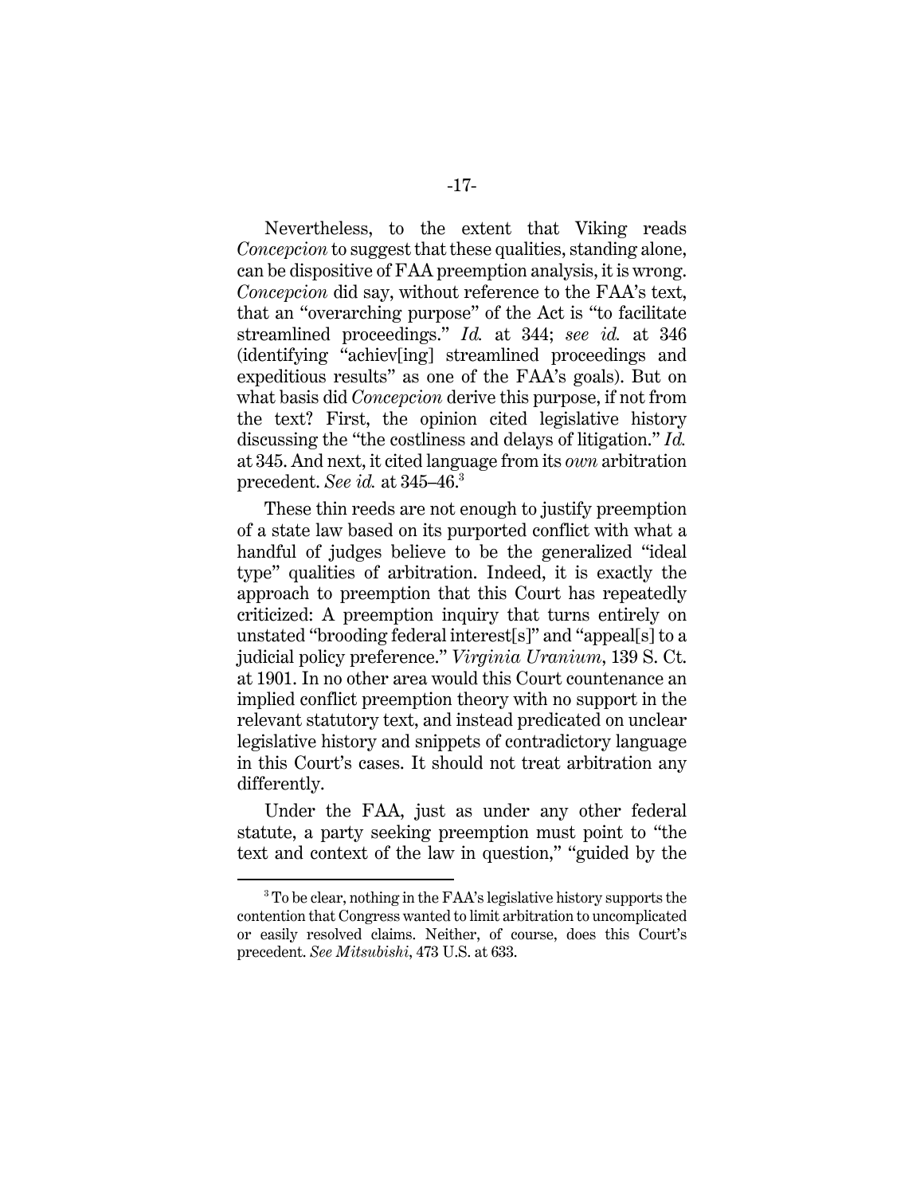Nevertheless, to the extent that Viking reads *Concepcion* to suggest that these qualities, standing alone, can be dispositive of FAA preemption analysis, it is wrong. *Concepcion* did say, without reference to the FAA's text, that an "overarching purpose" of the Act is "to facilitate streamlined proceedings." *Id.* at 344; *see id.* at 346 (identifying "achiev[ing] streamlined proceedings and expeditious results" as one of the FAA's goals). But on what basis did *Concepcion* derive this purpose, if not from the text? First, the opinion cited legislative history discussing the "the costliness and delays of litigation." *Id.* at 345. And next, it cited language from its *own* arbitration precedent. *See id.* at 345–46.[3]

These thin reeds are not enough to justify preemption of a state law based on its purported conflict with what a handful of judges believe to be the generalized "ideal type" qualities of arbitration. Indeed, it is exactly the approach to preemption that this Court has repeatedly criticized: A preemption inquiry that turns entirely on unstated "brooding federal interest[s]" and "appeal[s] to a judicial policy preference." *Virginia Uranium*, 139 S. Ct. at 1901. In no other area would this Court countenance an implied conflict preemption theory with no support in the relevant statutory text, and instead predicated on unclear legislative history and snippets of contradictory language in this Court's cases. It should not treat arbitration any differently.

Under the FAA, just as under any other federal statute, a party seeking preemption must point to "the text and context of the law in question," "guided by the

---

[3] To be clear, nothing in the FAA's legislative history supports the contention that Congress wanted to limit arbitration to uncomplicated or easily resolved claims. Neither, of course, does this Court's precedent. *See Mitsubishi*, 473 U.S. at 633.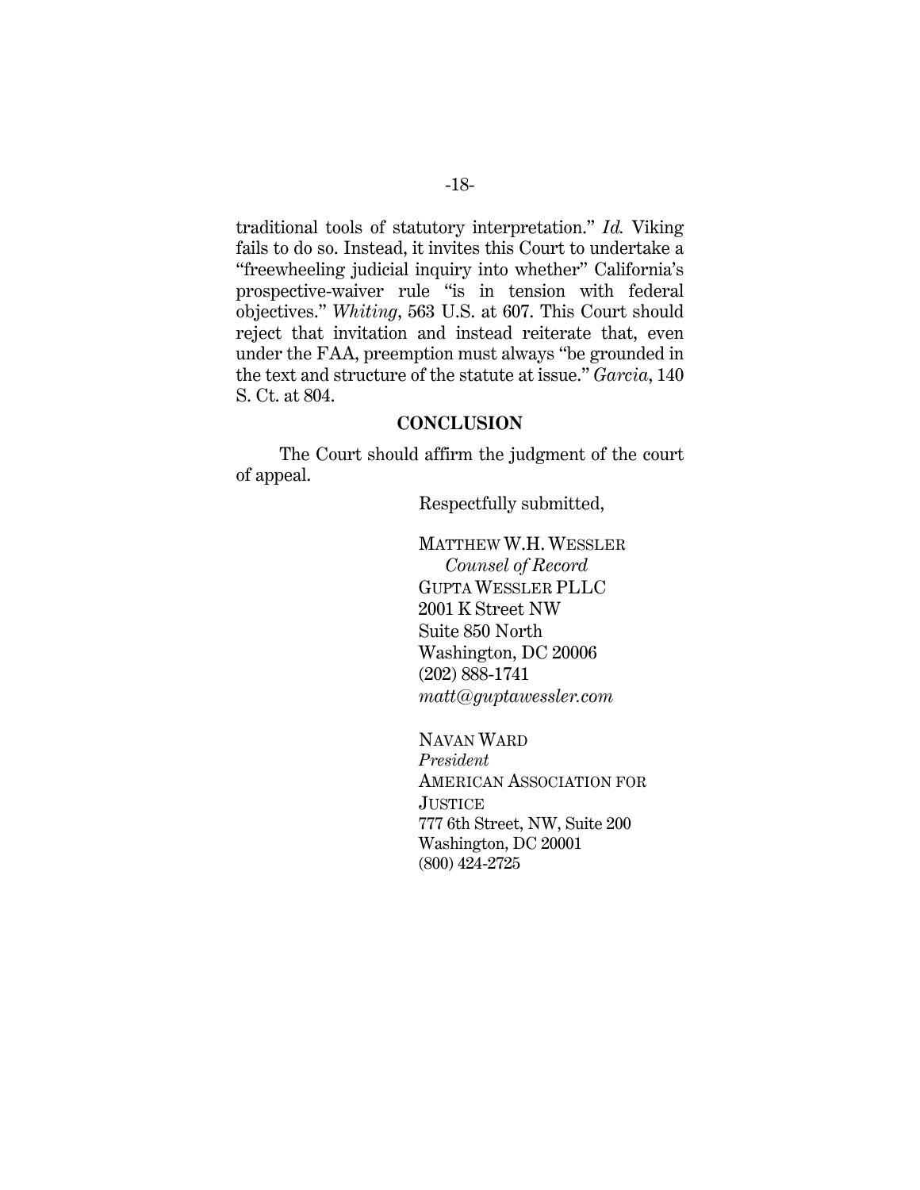traditional tools of statutory interpretation." *Id.* Viking fails to do so. Instead, it invites this Court to undertake a "freewheeling judicial inquiry into whether" California's prospective-waiver rule "is in tension with federal objectives." *Whiting*, 563 U.S. at 607. This Court should reject that invitation and instead reiterate that, even under the FAA, preemption must always "be grounded in the text and structure of the statute at issue." *Garcia*, 140 S. Ct. at 804.

## CONCLUSION

The Court should affirm the judgment of the court of appeal.

Respectfully submitted,

MATTHEW W.H. WESSLER
*Counsel of Record*
GUPTA WESSLER PLLC
2001 K Street NW
Suite 850 North
Washington, DC 20006
(202) 888-1741
*matt@guptawessler.com*

NAVAN WARD
*President*
AMERICAN ASSOCIATION FOR JUSTICE
777 6th Street, NW, Suite 200
Washington, DC 20001
(800) 424-2725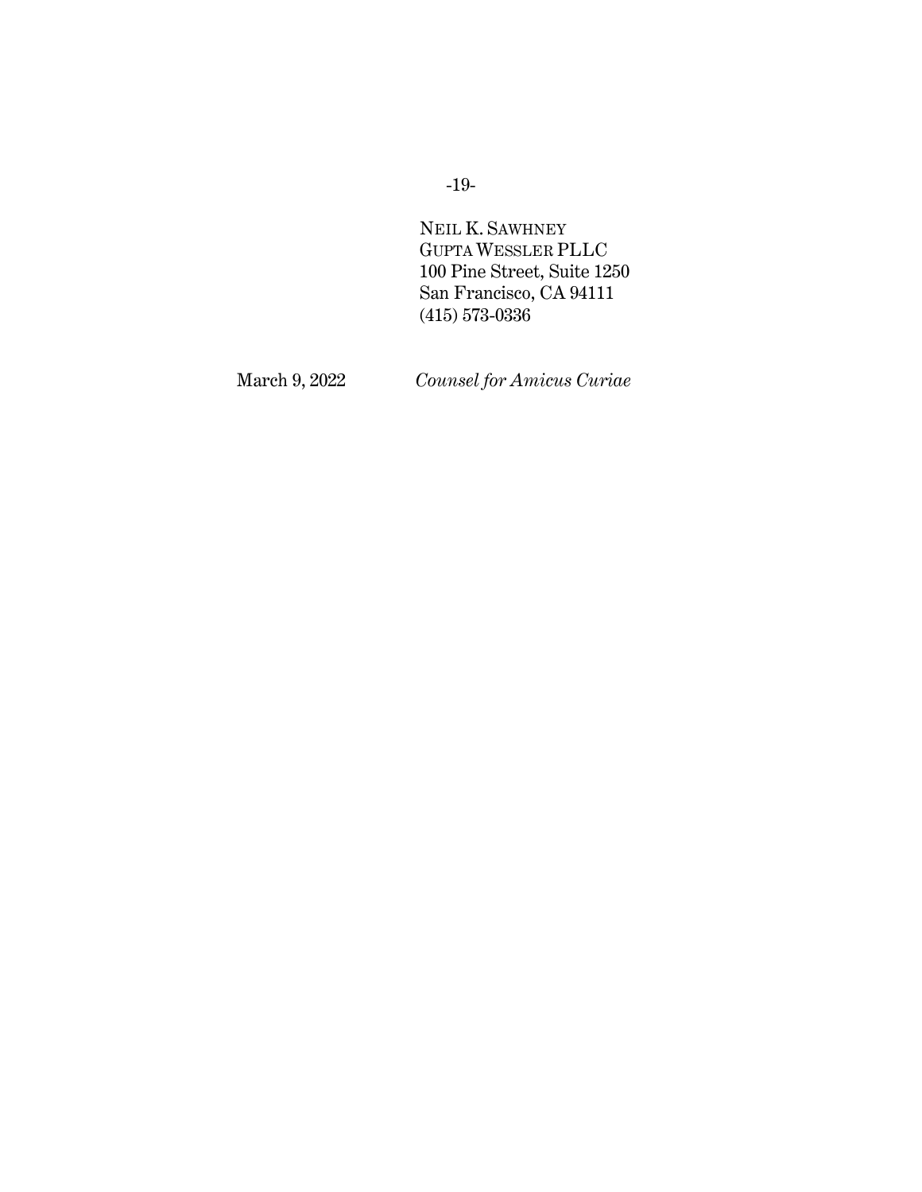NEIL K. SAWHNEY
GUPTA WESSLER PLLC
100 Pine Street, Suite 1250
San Francisco, CA 94111
(415) 573-0336

March 9, 2022 *Counsel for Amicus Curiae*